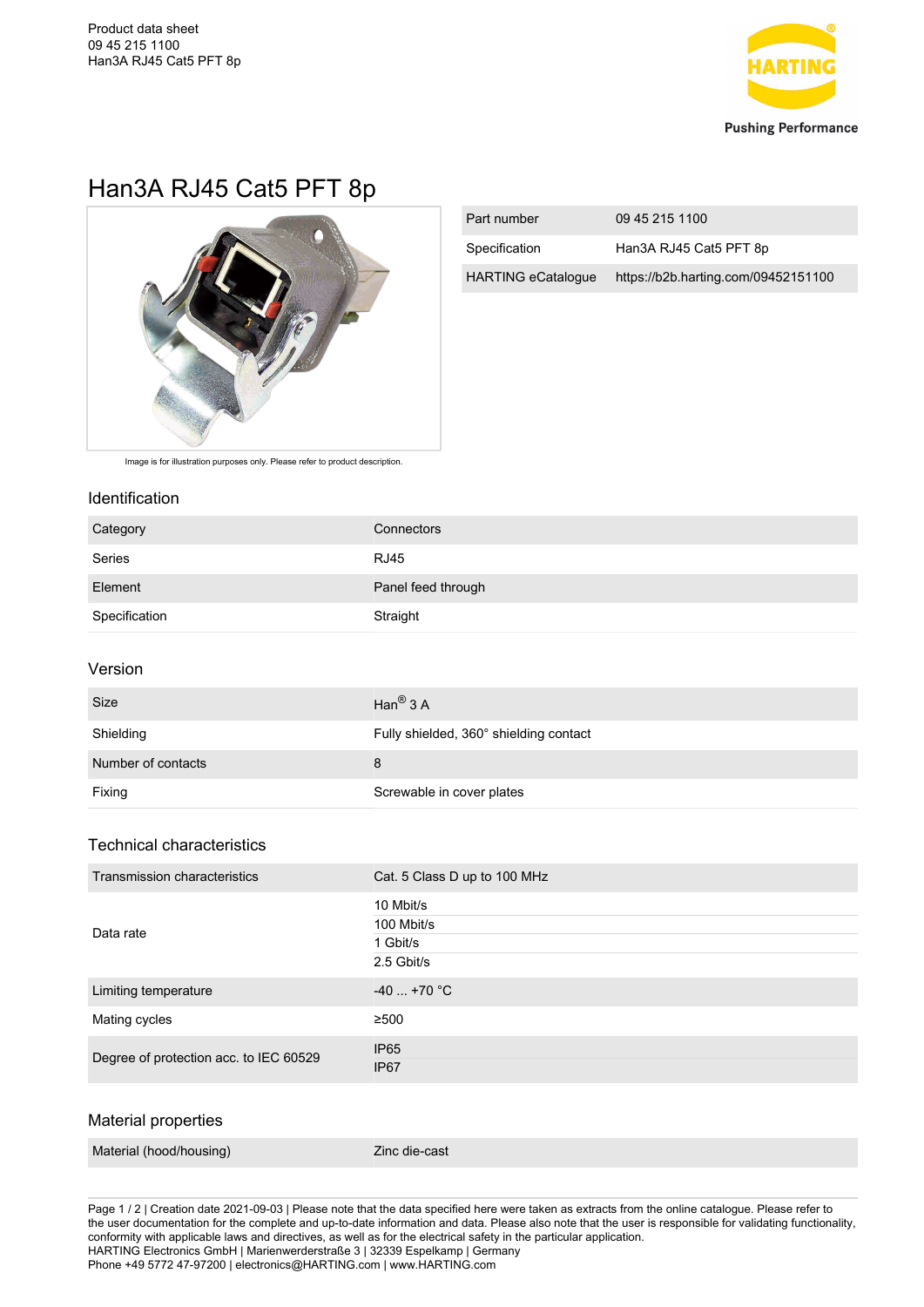# Han3A RJ45 Cat5 PFT 8p

Image is for illustration purposes only. Please refer to product description.

| Part number | 09 45 215 1100 |
|---|---|
| Specification | Han3A RJ45 Cat5 PFT 8p |
| HARTING eCatalogue | https://b2b.harting.com/09452151100 |

## Identification

| Category | Connectors |
|---|---|
| Series | RJ45 |
| Element | Panel feed through |
| Specification | Straight |

## Version

| Size | Han® 3 A |
|---|---|
| Shielding | Fully shielded, 360° shielding contact |
| Number of contacts | 8 |
| Fixing | Screwable in cover plates |

## Technical characteristics

| Transmission characteristics | Cat. 5 Class D up to 100 MHz |
|---|---|
| Data rate | 10 Mbit/s<br>100 Mbit/s<br>1 Gbit/s<br>2.5 Gbit/s |
| Limiting temperature | -40 ... +70 °C |
| Mating cycles | ≥500 |
| Degree of protection acc. to IEC 60529 | IP65<br>IP67 |

## Material properties

| Material (hood/housing) | Zinc die-cast |
|---|---|

Creation date 2021-09-03 | Please note that the data specified here were taken as extracts from the online catalogue. Please refer to the user documentation for the complete and up-to-date information and data. Please also note that the user is responsible for validating functionality, conformity with applicable laws and directives, as well as for the electrical safety in the particular application.
HARTING Electronics GmbH | Marienwerderstraße 3 | 32339 Espelkamp | Germany
Phone +49 5772 47-97200 | electronics@HARTING.com | www.HARTING.com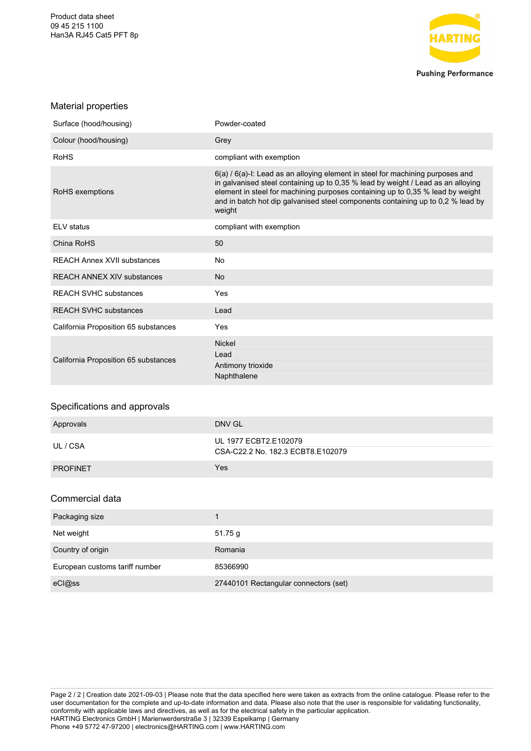## Material properties

| | |
|---|---|
| Surface (hood/housing) | Powder-coated |
| Colour (hood/housing) | Grey |
| RoHS | compliant with exemption |
| RoHS exemptions | 6(a) / 6(a)-I: Lead as an alloying element in steel for machining purposes and in galvanised steel containing up to 0,35 % lead by weight / Lead as an alloying element in steel for machining purposes containing up to 0,35 % lead by weight and in batch hot dip galvanised steel components containing up to 0,2 % lead by weight |
| ELV status | compliant with exemption |
| China RoHS | 50 |
| REACH Annex XVII substances | No |
| REACH ANNEX XIV substances | No |
| REACH SVHC substances | Yes |
| REACH SVHC substances | Lead |
| California Proposition 65 substances | Yes |
| California Proposition 65 substances | Nickel<br>Lead<br>Antimony trioxide<br>Naphthalene |

## Specifications and approvals

| | |
|---|---|
| Approvals | DNV GL |
| UL / CSA | UL 1977 ECBT2.E102079<br>CSA-C22.2 No. 182.3 ECBT8.E102079 |
| PROFINET | Yes |

## Commercial data

| | |
|---|---|
| Packaging size | 1 |
| Net weight | 51.75 g |
| Country of origin | Romania |
| European customs tariff number | 85366990 |
| eCl@ss | 27440101 Rectangular connectors (set) |

Page 2 / 2 | Creation date 2021-09-03 | Please note that the data specified here were taken as extracts from the online catalogue. Please refer to the user documentation for the complete and up-to-date information and data. Please also note that the user is responsible for validating functionality, conformity with applicable laws and directives, as well as for the electrical safety in the particular application.
HARTING Electronics GmbH | Marienwerderstraße 3 | 32339 Espelkamp | Germany
Phone +49 5772 47-97200 | electronics@HARTING.com | www.HARTING.com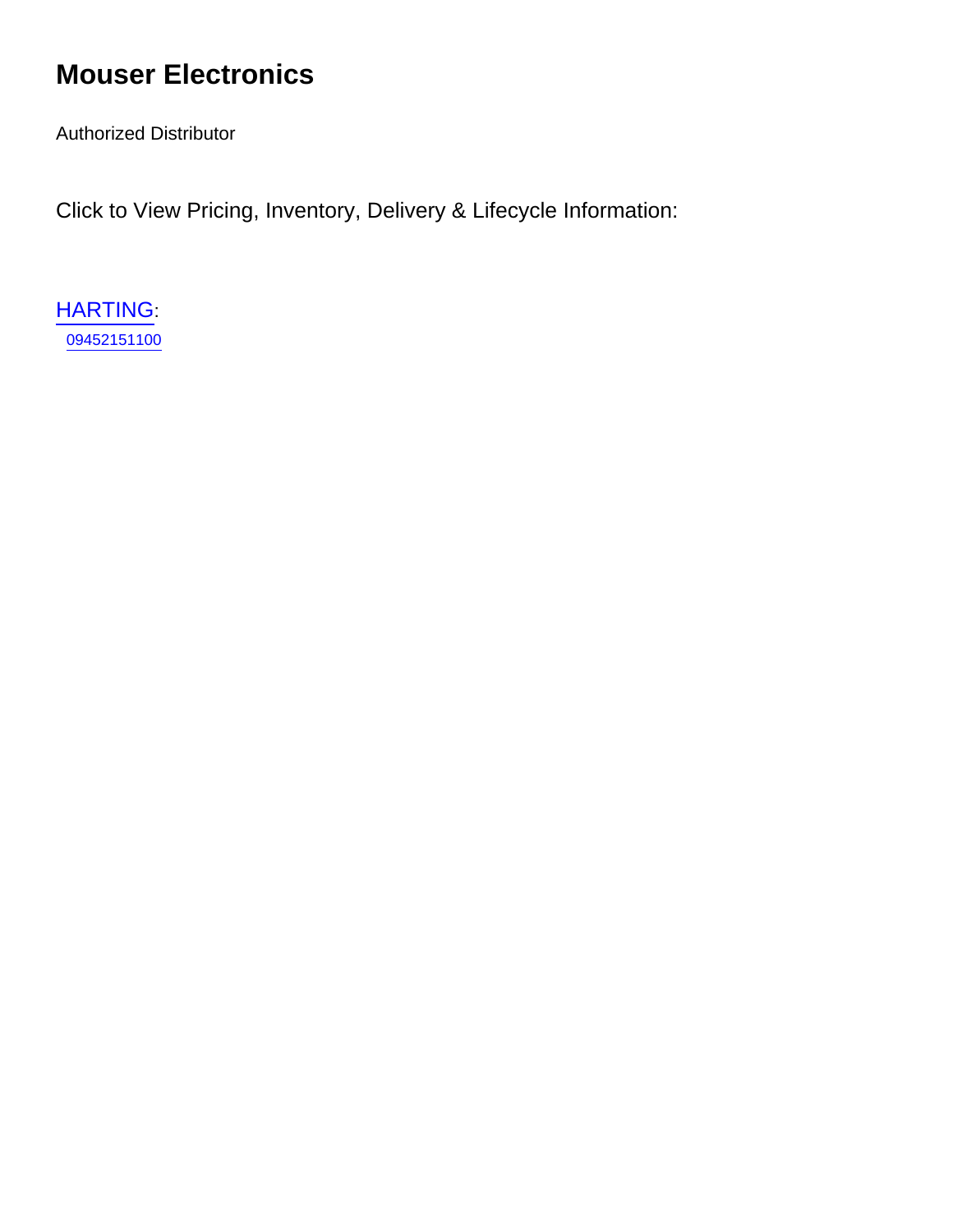# Mouser Electronics

Authorized Distributor

Click to View Pricing, Inventory, Delivery & Lifecycle Information:

HARTING:

09452151100